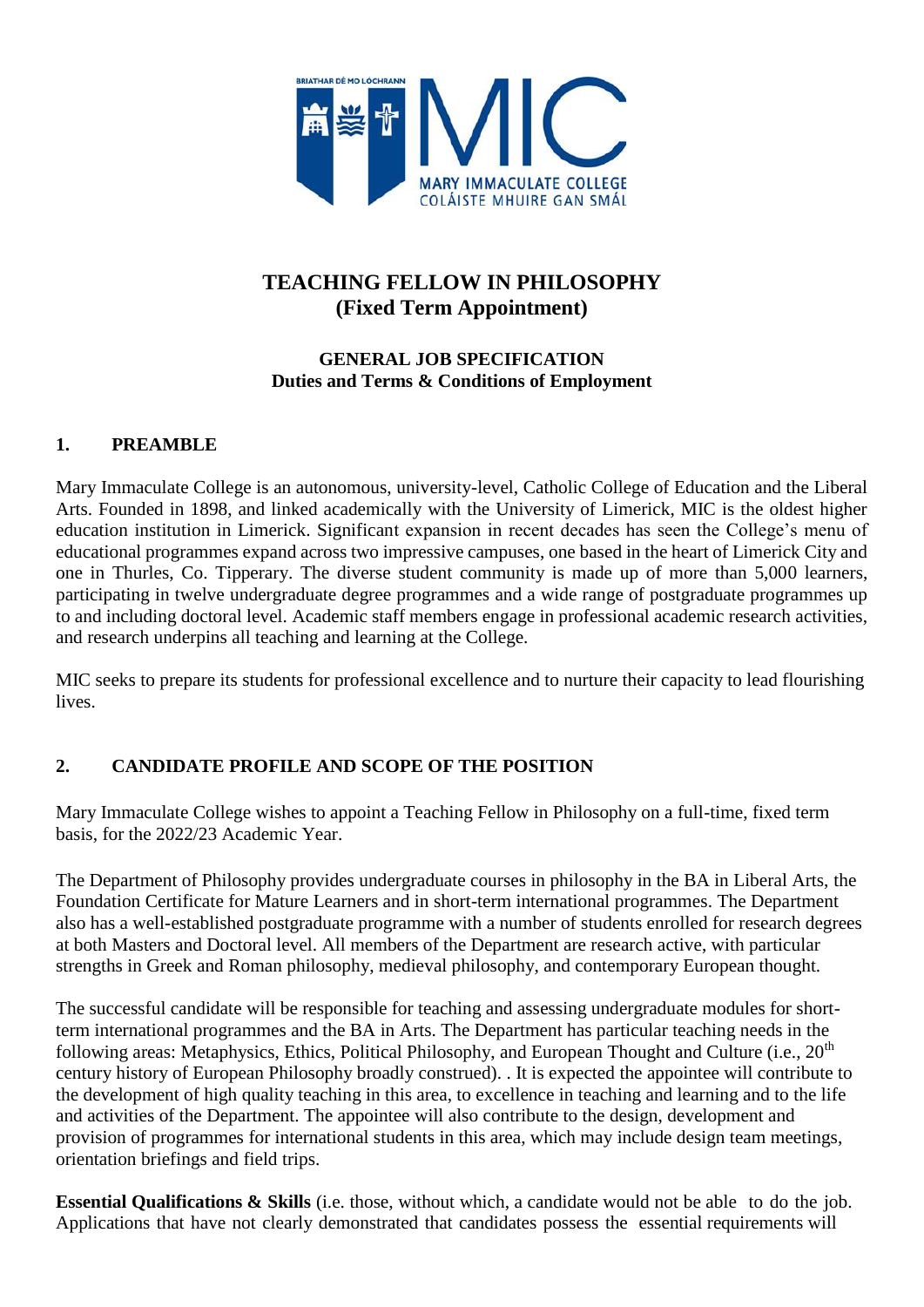# TEACHING FELLOW IN PHILOSOPHY
## (Fixed Term Appointment)

### GENERAL JOB SPECIFICATION
**Duties and Terms & Conditions of Employment**

## 1. PREAMBLE

Mary Immaculate College is an autonomous, university-level, Catholic College of Education and the Liberal Arts. Founded in 1898, and linked academically with the University of Limerick, MIC is the oldest higher education institution in Limerick. Significant expansion in recent decades has seen the College's menu of educational programmes expand across two impressive campuses, one based in the heart of Limerick City and one in Thurles, Co. Tipperary. The diverse student community is made up of more than 5,000 learners, participating in twelve undergraduate degree programmes and a wide range of postgraduate programmes up to and including doctoral level. Academic staff members engage in professional academic research activities, and research underpins all teaching and learning at the College.

MIC seeks to prepare its students for professional excellence and to nurture their capacity to lead flourishing lives.

## 2. CANDIDATE PROFILE AND SCOPE OF THE POSITION

Mary Immaculate College wishes to appoint a Teaching Fellow in Philosophy on a full-time, fixed term basis, for the 2022/23 Academic Year.

The Department of Philosophy provides undergraduate courses in philosophy in the BA in Liberal Arts, the Foundation Certificate for Mature Learners and in short-term international programmes. The Department also has a well-established postgraduate programme with a number of students enrolled for research degrees at both Masters and Doctoral level. All members of the Department are research active, with particular strengths in Greek and Roman philosophy, medieval philosophy, and contemporary European thought.

The successful candidate will be responsible for teaching and assessing undergraduate modules for short-term international programmes and the BA in Arts. The Department has particular teaching needs in the following areas: Metaphysics, Ethics, Political Philosophy, and European Thought and Culture (i.e., 20th century history of European Philosophy broadly construed). . It is expected the appointee will contribute to the development of high quality teaching in this area, to excellence in teaching and learning and to the life and activities of the Department. The appointee will also contribute to the design, development and provision of programmes for international students in this area, which may include design team meetings, orientation briefings and field trips.

**Essential Qualifications & Skills** (i.e. those, without which, a candidate would not be able to do the job. Applications that have not clearly demonstrated that candidates possess the essential requirements will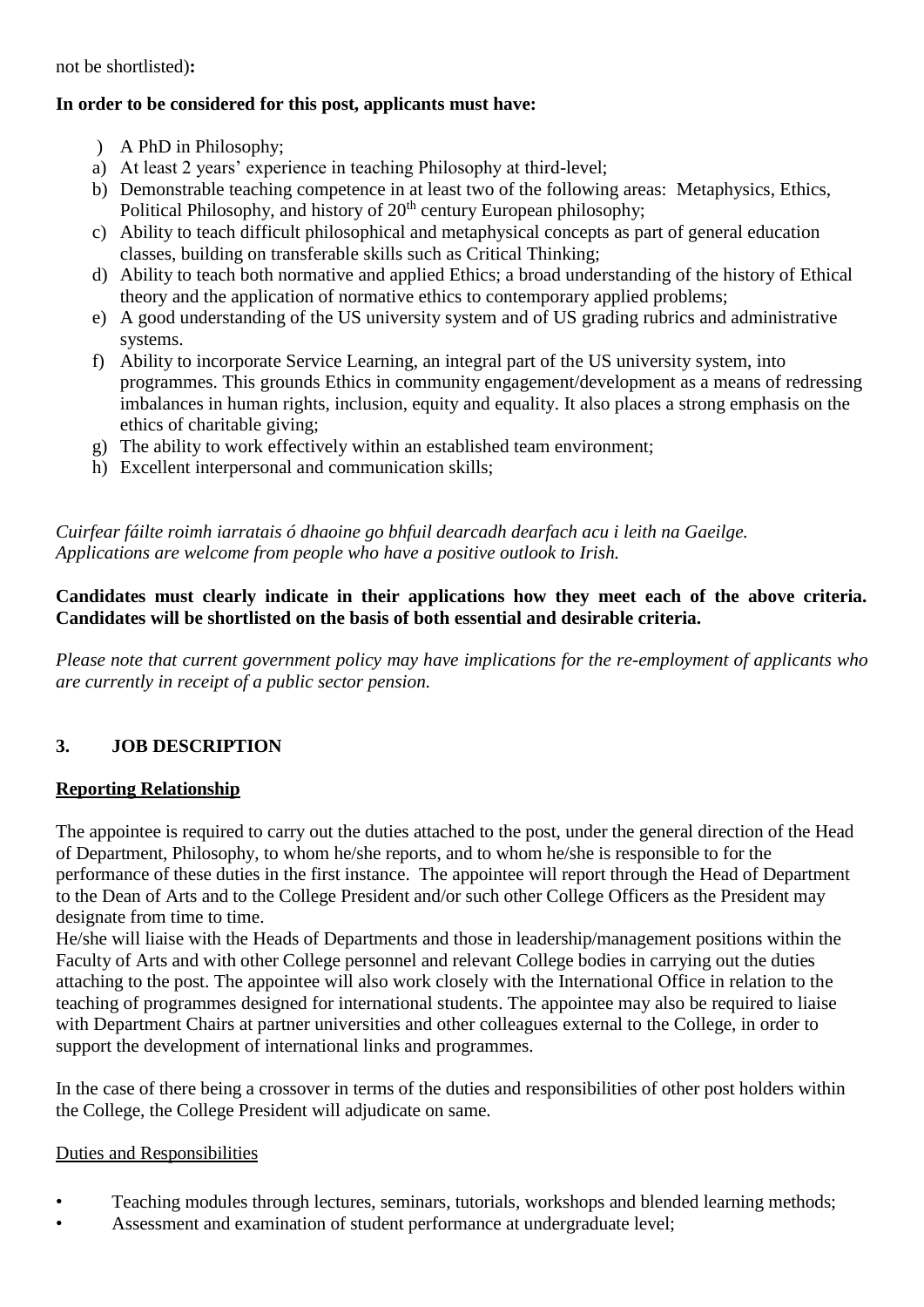not be shortlisted)**:**

**In order to be considered for this post, applicants must have:**

) A PhD in Philosophy;

a) At least 2 years' experience in teaching Philosophy at third-level;
b) Demonstrable teaching competence in at least two of the following areas: Metaphysics, Ethics, Political Philosophy, and history of 20th century European philosophy;
c) Ability to teach difficult philosophical and metaphysical concepts as part of general education classes, building on transferable skills such as Critical Thinking;
d) Ability to teach both normative and applied Ethics; a broad understanding of the history of Ethical theory and the application of normative ethics to contemporary applied problems;
e) A good understanding of the US university system and of US grading rubrics and administrative systems.
f) Ability to incorporate Service Learning, an integral part of the US university system, into programmes. This grounds Ethics in community engagement/development as a means of redressing imbalances in human rights, inclusion, equity and equality. It also places a strong emphasis on the ethics of charitable giving;
g) The ability to work effectively within an established team environment;
h) Excellent interpersonal and communication skills;

*Cuirfear fáilte roimh iarratais ó dhaoine go bhfuil dearcadh dearfach acu i leith na Gaeilge.*
*Applications are welcome from people who have a positive outlook to Irish.*

**Candidates must clearly indicate in their applications how they meet each of the above criteria. Candidates will be shortlisted on the basis of both essential and desirable criteria.**

*Please note that current government policy may have implications for the re-employment of applicants who are currently in receipt of a public sector pension.*

## 3. JOB DESCRIPTION

**Reporting Relationship**

The appointee is required to carry out the duties attached to the post, under the general direction of the Head of Department, Philosophy, to whom he/she reports, and to whom he/she is responsible to for the performance of these duties in the first instance. The appointee will report through the Head of Department to the Dean of Arts and to the College President and/or such other College Officers as the President may designate from time to time.

He/she will liaise with the Heads of Departments and those in leadership/management positions within the Faculty of Arts and with other College personnel and relevant College bodies in carrying out the duties attaching to the post. The appointee will also work closely with the International Office in relation to the teaching of programmes designed for international students. The appointee may also be required to liaise with Department Chairs at partner universities and other colleagues external to the College, in order to support the development of international links and programmes.

In the case of there being a crossover in terms of the duties and responsibilities of other post holders within the College, the College President will adjudicate on same.

Duties and Responsibilities

- Teaching modules through lectures, seminars, tutorials, workshops and blended learning methods;
- Assessment and examination of student performance at undergraduate level;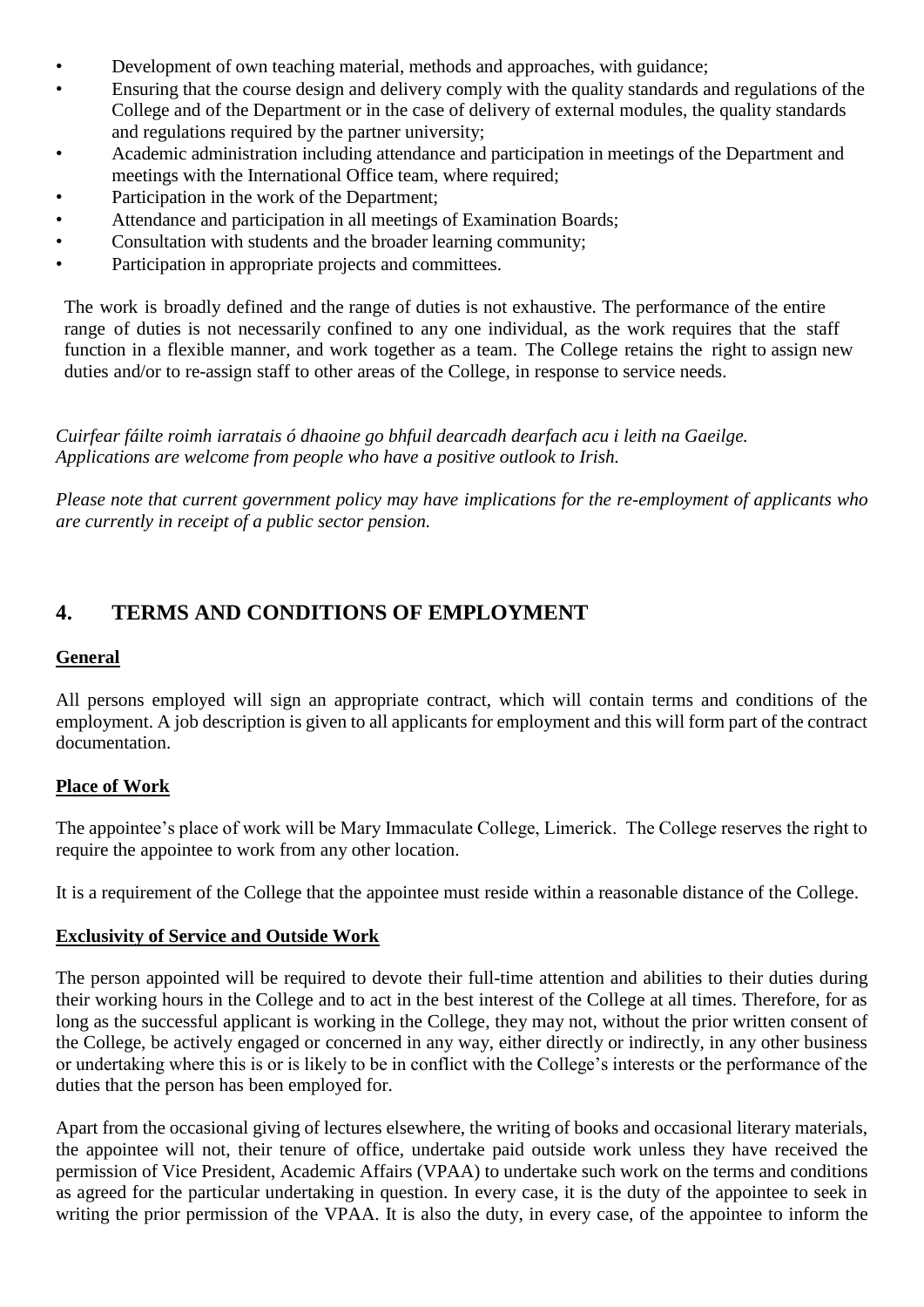- Development of own teaching material, methods and approaches, with guidance;
- Ensuring that the course design and delivery comply with the quality standards and regulations of the College and of the Department or in the case of delivery of external modules, the quality standards and regulations required by the partner university;
- Academic administration including attendance and participation in meetings of the Department and meetings with the International Office team, where required;
- Participation in the work of the Department;
- Attendance and participation in all meetings of Examination Boards;
- Consultation with students and the broader learning community;
- Participation in appropriate projects and committees.

The work is broadly defined and the range of duties is not exhaustive. The performance of the entire range of duties is not necessarily confined to any one individual, as the work requires that the staff function in a flexible manner, and work together as a team. The College retains the right to assign new duties and/or to re-assign staff to other areas of the College, in response to service needs.

*Cuirfear fáilte roimh iarratais ó dhaoine go bhfuil dearcadh dearfach acu i leith na Gaeilge.*
*Applications are welcome from people who have a positive outlook to Irish.*

*Please note that current government policy may have implications for the re-employment of applicants who are currently in receipt of a public sector pension.*

## 4. TERMS AND CONDITIONS OF EMPLOYMENT

**General**

All persons employed will sign an appropriate contract, which will contain terms and conditions of the employment. A job description is given to all applicants for employment and this will form part of the contract documentation.

**Place of Work**

The appointee's place of work will be Mary Immaculate College, Limerick. The College reserves the right to require the appointee to work from any other location.

It is a requirement of the College that the appointee must reside within a reasonable distance of the College.

**Exclusivity of Service and Outside Work**

The person appointed will be required to devote their full-time attention and abilities to their duties during their working hours in the College and to act in the best interest of the College at all times. Therefore, for as long as the successful applicant is working in the College, they may not, without the prior written consent of the College, be actively engaged or concerned in any way, either directly or indirectly, in any other business or undertaking where this is or is likely to be in conflict with the College's interests or the performance of the duties that the person has been employed for.

Apart from the occasional giving of lectures elsewhere, the writing of books and occasional literary materials, the appointee will not, their tenure of office, undertake paid outside work unless they have received the permission of Vice President, Academic Affairs (VPAA) to undertake such work on the terms and conditions as agreed for the particular undertaking in question. In every case, it is the duty of the appointee to seek in writing the prior permission of the VPAA. It is also the duty, in every case, of the appointee to inform the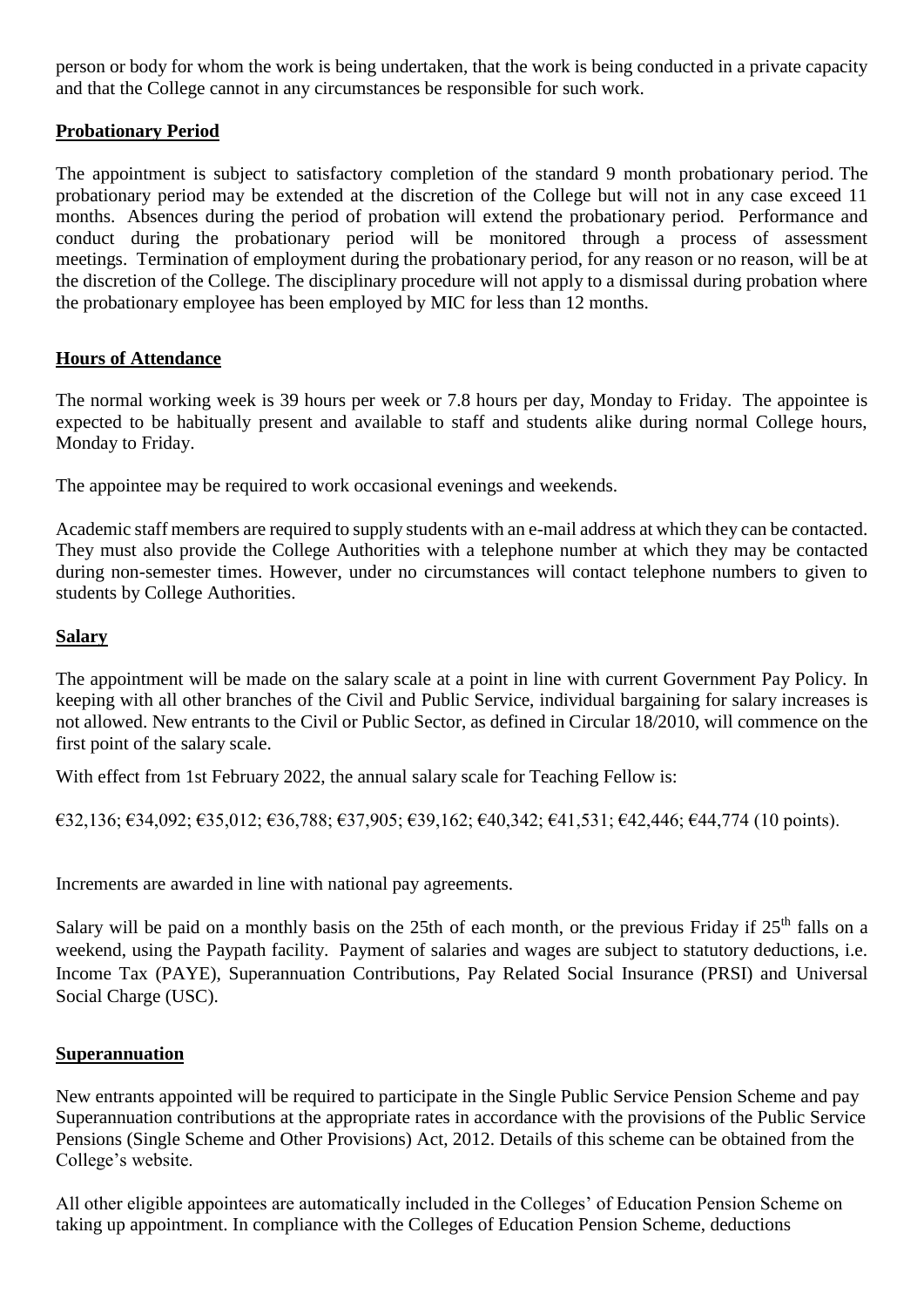person or body for whom the work is being undertaken, that the work is being conducted in a private capacity and that the College cannot in any circumstances be responsible for such work.

## Probationary Period

The appointment is subject to satisfactory completion of the standard 9 month probationary period. The probationary period may be extended at the discretion of the College but will not in any case exceed 11 months. Absences during the period of probation will extend the probationary period. Performance and conduct during the probationary period will be monitored through a process of assessment meetings. Termination of employment during the probationary period, for any reason or no reason, will be at the discretion of the College. The disciplinary procedure will not apply to a dismissal during probation where the probationary employee has been employed by MIC for less than 12 months.

## Hours of Attendance

The normal working week is 39 hours per week or 7.8 hours per day, Monday to Friday. The appointee is expected to be habitually present and available to staff and students alike during normal College hours, Monday to Friday.

The appointee may be required to work occasional evenings and weekends.

Academic staff members are required to supply students with an e-mail address at which they can be contacted. They must also provide the College Authorities with a telephone number at which they may be contacted during non-semester times. However, under no circumstances will contact telephone numbers to given to students by College Authorities.

## Salary

The appointment will be made on the salary scale at a point in line with current Government Pay Policy. In keeping with all other branches of the Civil and Public Service, individual bargaining for salary increases is not allowed. New entrants to the Civil or Public Sector, as defined in Circular 18/2010, will commence on the first point of the salary scale.

With effect from 1st February 2022, the annual salary scale for Teaching Fellow is:

€32,136; €34,092; €35,012; €36,788; €37,905; €39,162; €40,342; €41,531; €42,446; €44,774 (10 points).

Increments are awarded in line with national pay agreements.

Salary will be paid on a monthly basis on the 25th of each month, or the previous Friday if 25th falls on a weekend, using the Paypath facility. Payment of salaries and wages are subject to statutory deductions, i.e. Income Tax (PAYE), Superannuation Contributions, Pay Related Social Insurance (PRSI) and Universal Social Charge (USC).

## Superannuation

New entrants appointed will be required to participate in the Single Public Service Pension Scheme and pay Superannuation contributions at the appropriate rates in accordance with the provisions of the Public Service Pensions (Single Scheme and Other Provisions) Act, 2012. Details of this scheme can be obtained from the College's website.

All other eligible appointees are automatically included in the Colleges' of Education Pension Scheme on taking up appointment. In compliance with the Colleges of Education Pension Scheme, deductions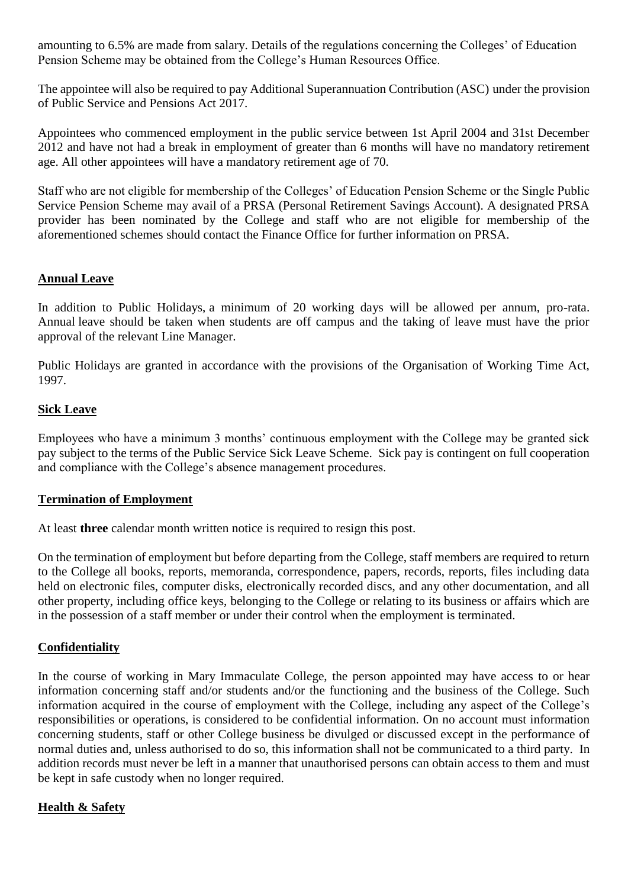amounting to 6.5% are made from salary. Details of the regulations concerning the Colleges' of Education Pension Scheme may be obtained from the College's Human Resources Office.

The appointee will also be required to pay Additional Superannuation Contribution (ASC) under the provision of Public Service and Pensions Act 2017.

Appointees who commenced employment in the public service between 1st April 2004 and 31st December 2012 and have not had a break in employment of greater than 6 months will have no mandatory retirement age. All other appointees will have a mandatory retirement age of 70.

Staff who are not eligible for membership of the Colleges' of Education Pension Scheme or the Single Public Service Pension Scheme may avail of a PRSA (Personal Retirement Savings Account). A designated PRSA provider has been nominated by the College and staff who are not eligible for membership of the aforementioned schemes should contact the Finance Office for further information on PRSA.

## Annual Leave

In addition to Public Holidays, a minimum of 20 working days will be allowed per annum, pro-rata. Annual leave should be taken when students are off campus and the taking of leave must have the prior approval of the relevant Line Manager.

Public Holidays are granted in accordance with the provisions of the Organisation of Working Time Act, 1997.

## Sick Leave

Employees who have a minimum 3 months' continuous employment with the College may be granted sick pay subject to the terms of the Public Service Sick Leave Scheme. Sick pay is contingent on full cooperation and compliance with the College's absence management procedures.

## Termination of Employment

At least **three** calendar month written notice is required to resign this post.

On the termination of employment but before departing from the College, staff members are required to return to the College all books, reports, memoranda, correspondence, papers, records, reports, files including data held on electronic files, computer disks, electronically recorded discs, and any other documentation, and all other property, including office keys, belonging to the College or relating to its business or affairs which are in the possession of a staff member or under their control when the employment is terminated.

## Confidentiality

In the course of working in Mary Immaculate College, the person appointed may have access to or hear information concerning staff and/or students and/or the functioning and the business of the College. Such information acquired in the course of employment with the College, including any aspect of the College's responsibilities or operations, is considered to be confidential information. On no account must information concerning students, staff or other College business be divulged or discussed except in the performance of normal duties and, unless authorised to do so, this information shall not be communicated to a third party. In addition records must never be left in a manner that unauthorised persons can obtain access to them and must be kept in safe custody when no longer required.

## Health & Safety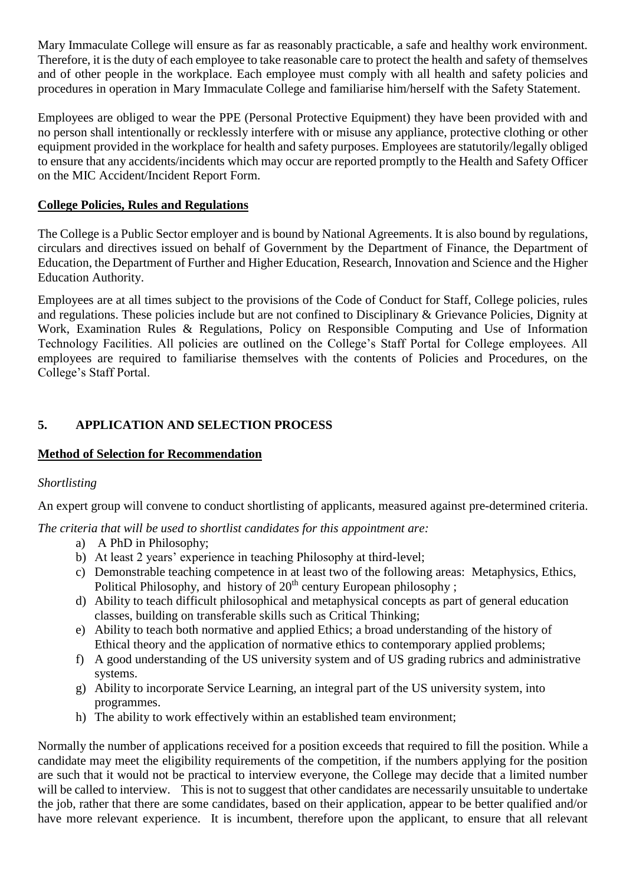Mary Immaculate College will ensure as far as reasonably practicable, a safe and healthy work environment. Therefore, it is the duty of each employee to take reasonable care to protect the health and safety of themselves and of other people in the workplace. Each employee must comply with all health and safety policies and procedures in operation in Mary Immaculate College and familiarise him/herself with the Safety Statement.

Employees are obliged to wear the PPE (Personal Protective Equipment) they have been provided with and no person shall intentionally or recklessly interfere with or misuse any appliance, protective clothing or other equipment provided in the workplace for health and safety purposes. Employees are statutorily/legally obliged to ensure that any accidents/incidents which may occur are reported promptly to the Health and Safety Officer on the MIC Accident/Incident Report Form.

**College Policies, Rules and Regulations**

The College is a Public Sector employer and is bound by National Agreements. It is also bound by regulations, circulars and directives issued on behalf of Government by the Department of Finance, the Department of Education, the Department of Further and Higher Education, Research, Innovation and Science and the Higher Education Authority.

Employees are at all times subject to the provisions of the Code of Conduct for Staff, College policies, rules and regulations. These policies include but are not confined to Disciplinary & Grievance Policies, Dignity at Work, Examination Rules & Regulations, Policy on Responsible Computing and Use of Information Technology Facilities. All policies are outlined on the College's Staff Portal for College employees. All employees are required to familiarise themselves with the contents of Policies and Procedures, on the College's Staff Portal.

## 5. APPLICATION AND SELECTION PROCESS

**Method of Selection for Recommendation**

*Shortlisting*

An expert group will convene to conduct shortlisting of applicants, measured against pre-determined criteria.

*The criteria that will be used to shortlist candidates for this appointment are:*

a) A PhD in Philosophy;
b) At least 2 years' experience in teaching Philosophy at third-level;
c) Demonstrable teaching competence in at least two of the following areas: Metaphysics, Ethics, Political Philosophy, and history of 20th century European philosophy ;
d) Ability to teach difficult philosophical and metaphysical concepts as part of general education classes, building on transferable skills such as Critical Thinking;
e) Ability to teach both normative and applied Ethics; a broad understanding of the history of Ethical theory and the application of normative ethics to contemporary applied problems;
f) A good understanding of the US university system and of US grading rubrics and administrative systems.
g) Ability to incorporate Service Learning, an integral part of the US university system, into programmes.
h) The ability to work effectively within an established team environment;

Normally the number of applications received for a position exceeds that required to fill the position. While a candidate may meet the eligibility requirements of the competition, if the numbers applying for the position are such that it would not be practical to interview everyone, the College may decide that a limited number will be called to interview. This is not to suggest that other candidates are necessarily unsuitable to undertake the job, rather that there are some candidates, based on their application, appear to be better qualified and/or have more relevant experience. It is incumbent, therefore upon the applicant, to ensure that all relevant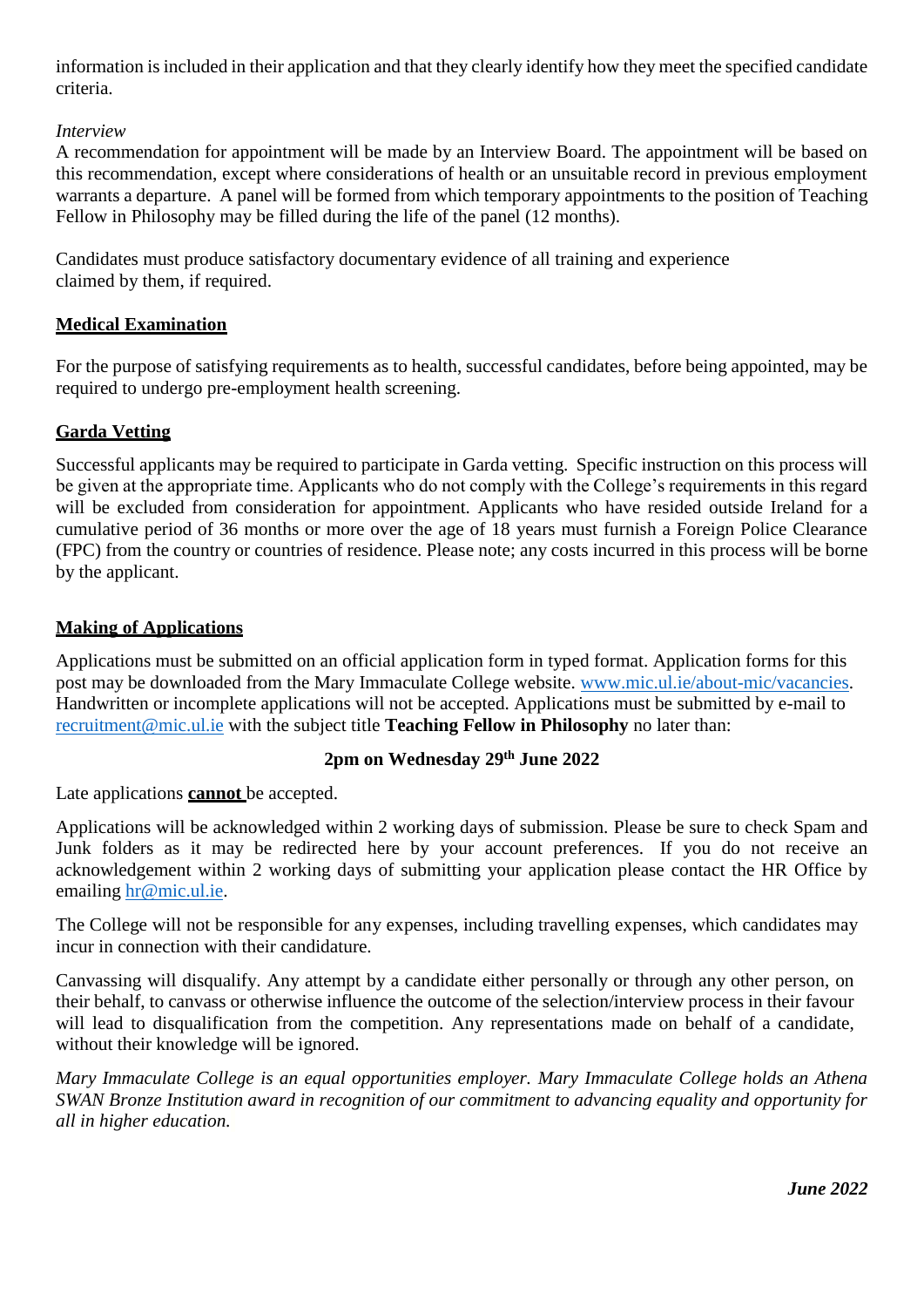information is included in their application and that they clearly identify how they meet the specified candidate criteria.

*Interview*
A recommendation for appointment will be made by an Interview Board. The appointment will be based on this recommendation, except where considerations of health or an unsuitable record in previous employment warrants a departure. A panel will be formed from which temporary appointments to the position of Teaching Fellow in Philosophy may be filled during the life of the panel (12 months).

Candidates must produce satisfactory documentary evidence of all training and experience claimed by them, if required.

## Medical Examination

For the purpose of satisfying requirements as to health, successful candidates, before being appointed, may be required to undergo pre-employment health screening.

## Garda Vetting

Successful applicants may be required to participate in Garda vetting. Specific instruction on this process will be given at the appropriate time. Applicants who do not comply with the College's requirements in this regard will be excluded from consideration for appointment. Applicants who have resided outside Ireland for a cumulative period of 36 months or more over the age of 18 years must furnish a Foreign Police Clearance (FPC) from the country or countries of residence. Please note; any costs incurred in this process will be borne by the applicant.

## Making of Applications

Applications must be submitted on an official application form in typed format. Application forms for this post may be downloaded from the Mary Immaculate College website. www.mic.ul.ie/about-mic/vacancies. Handwritten or incomplete applications will not be accepted. Applications must be submitted by e-mail to recruitment@mic.ul.ie with the subject title **Teaching Fellow in Philosophy** no later than:

**2pm on Wednesday 29th June 2022**

Late applications **cannot** be accepted.

Applications will be acknowledged within 2 working days of submission. Please be sure to check Spam and Junk folders as it may be redirected here by your account preferences. If you do not receive an acknowledgement within 2 working days of submitting your application please contact the HR Office by emailing hr@mic.ul.ie.

The College will not be responsible for any expenses, including travelling expenses, which candidates may incur in connection with their candidature.

Canvassing will disqualify. Any attempt by a candidate either personally or through any other person, on their behalf, to canvass or otherwise influence the outcome of the selection/interview process in their favour will lead to disqualification from the competition. Any representations made on behalf of a candidate, without their knowledge will be ignored.

*Mary Immaculate College is an equal opportunities employer. Mary Immaculate College holds an Athena SWAN Bronze Institution award in recognition of our commitment to advancing equality and opportunity for all in higher education.*

***June 2022***